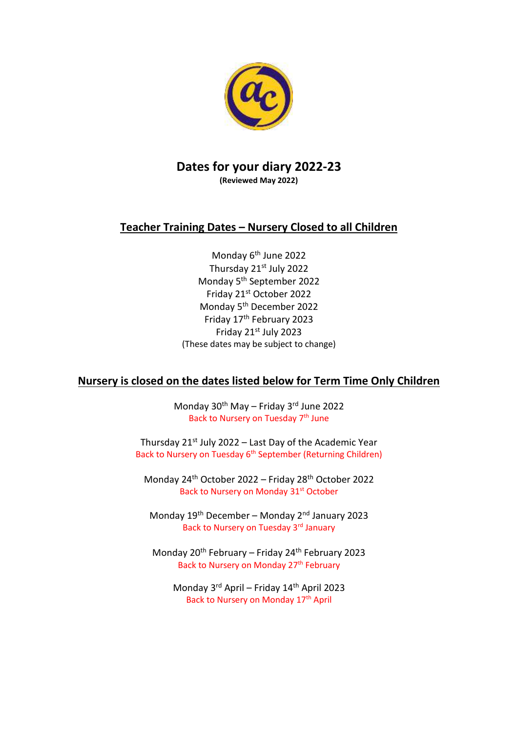# Dates for your diary 2022-23

**(Reviewed May 2022)**

## Teacher Training Dates – Nursery Closed to all Children

Monday 6th June 2022
Thursday 21st July 2022
Monday 5th September 2022
Friday 21st October 2022
Monday 5th December 2022
Friday 17th February 2023
Friday 21st July 2023
(These dates may be subject to change)

## Nursery is closed on the dates listed below for Term Time Only Children

Monday 30th May – Friday 3rd June 2022
Back to Nursery on Tuesday 7th June

Thursday 21st July 2022 – Last Day of the Academic Year
Back to Nursery on Tuesday 6th September (Returning Children)

Monday 24th October 2022 – Friday 28th October 2022
Back to Nursery on Monday 31st October

Monday 19th December – Monday 2nd January 2023
Back to Nursery on Tuesday 3rd January

Monday 20th February – Friday 24th February 2023
Back to Nursery on Monday 27th February

Monday 3rd April – Friday 14th April 2023
Back to Nursery on Monday 17th April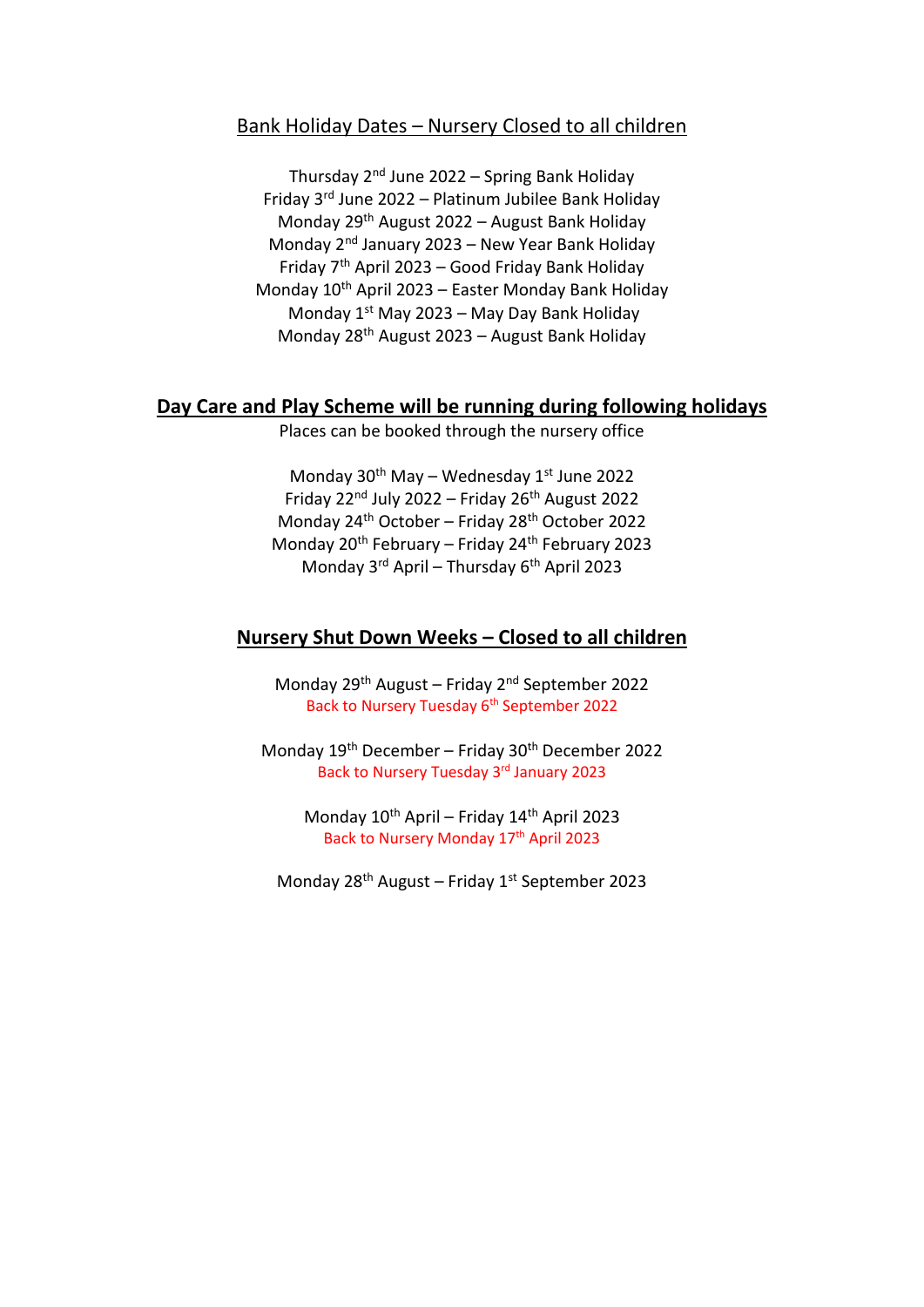## Bank Holiday Dates – Nursery Closed to all children

Thursday 2nd June 2022 – Spring Bank Holiday
Friday 3rd June 2022 – Platinum Jubilee Bank Holiday
Monday 29th August 2022 – August Bank Holiday
Monday 2nd January 2023 – New Year Bank Holiday
Friday 7th April 2023 – Good Friday Bank Holiday
Monday 10th April 2023 – Easter Monday Bank Holiday
Monday 1st May 2023 – May Day Bank Holiday
Monday 28th August 2023 – August Bank Holiday

## Day Care and Play Scheme will be running during following holidays

Places can be booked through the nursery office

Monday 30th May – Wednesday 1st June 2022
Friday 22nd July 2022 – Friday 26th August 2022
Monday 24th October – Friday 28th October 2022
Monday 20th February – Friday 24th February 2023
Monday 3rd April – Thursday 6th April 2023

## Nursery Shut Down Weeks – Closed to all children

Monday 29th August – Friday 2nd September 2022
Back to Nursery Tuesday 6th September 2022

Monday 19th December – Friday 30th December 2022
Back to Nursery Tuesday 3rd January 2023

Monday 10th April – Friday 14th April 2023
Back to Nursery Monday 17th April 2023

Monday 28th August – Friday 1st September 2023